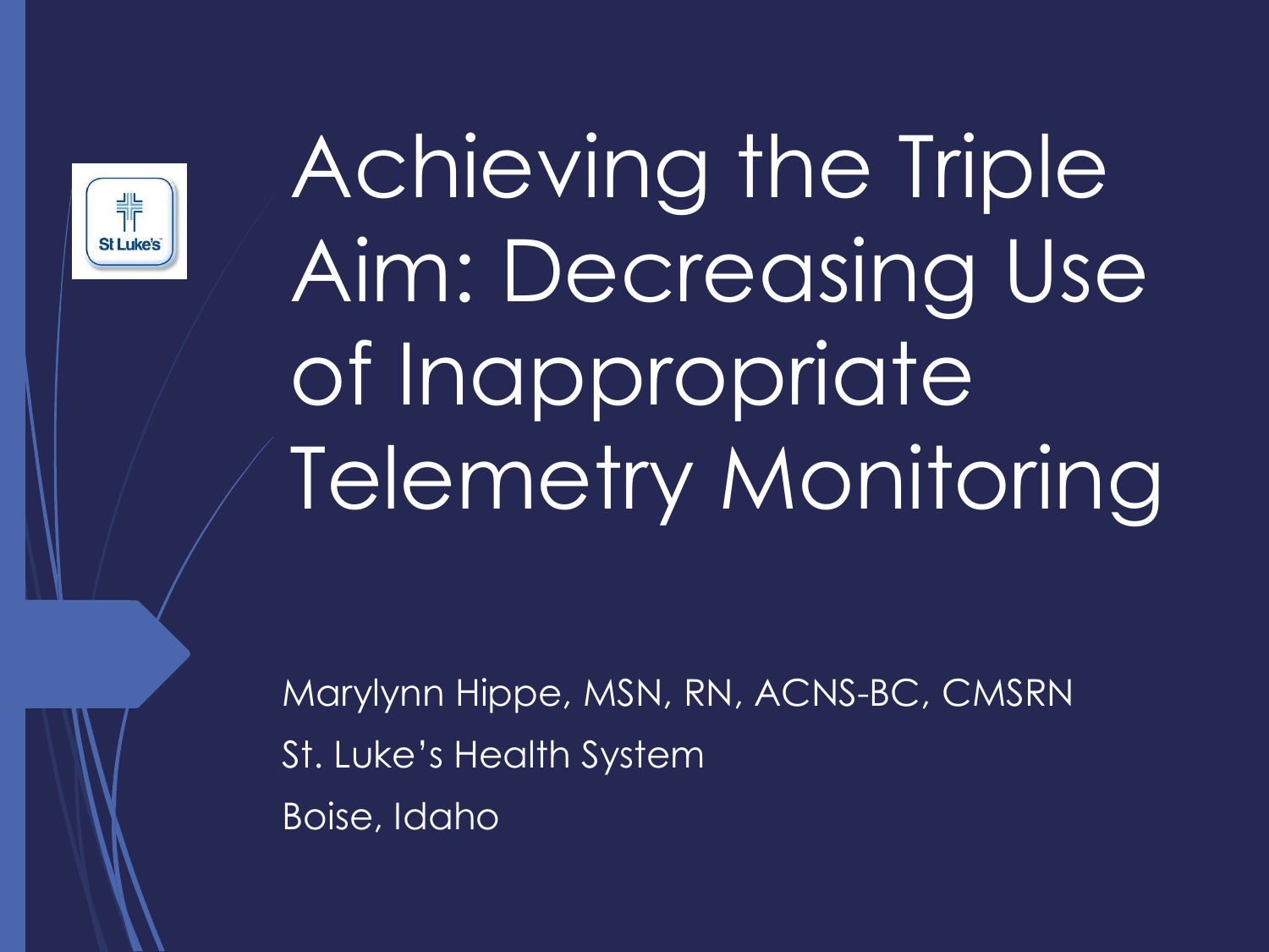# Achieving the Triple Aim: Decreasing Use of Inappropriate Telemetry Monitoring

Marylynn Hippe, MSN, RN, ACNS-BC, CMSRN

St. Luke's Health System

Boise, Idaho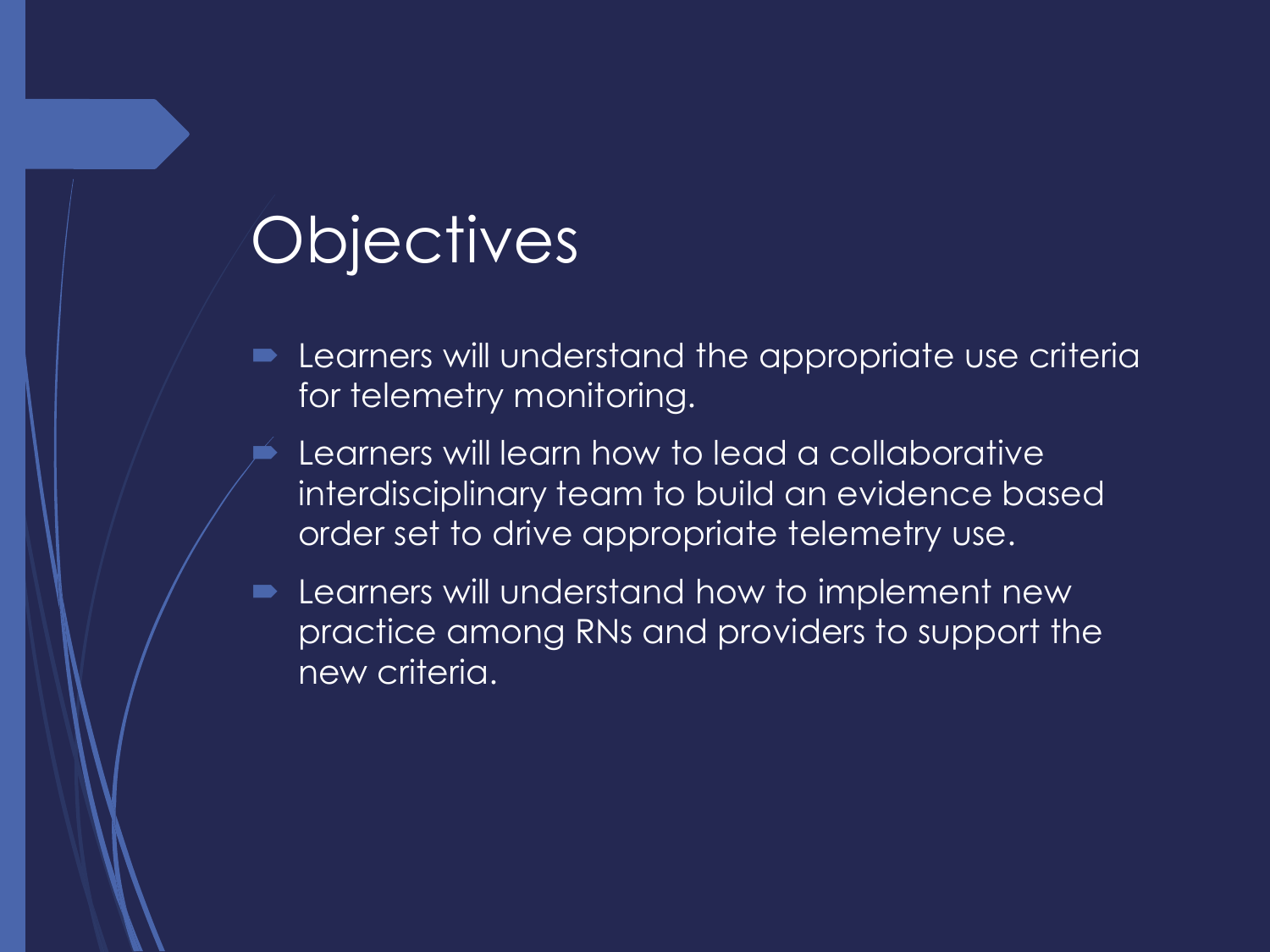# Objectives

- Learners will understand the appropriate use criteria for telemetry monitoring.
- Learners will learn how to lead a collaborative interdisciplinary team to build an evidence based order set to drive appropriate telemetry use.
- Learners will understand how to implement new practice among RNs and providers to support the new criteria.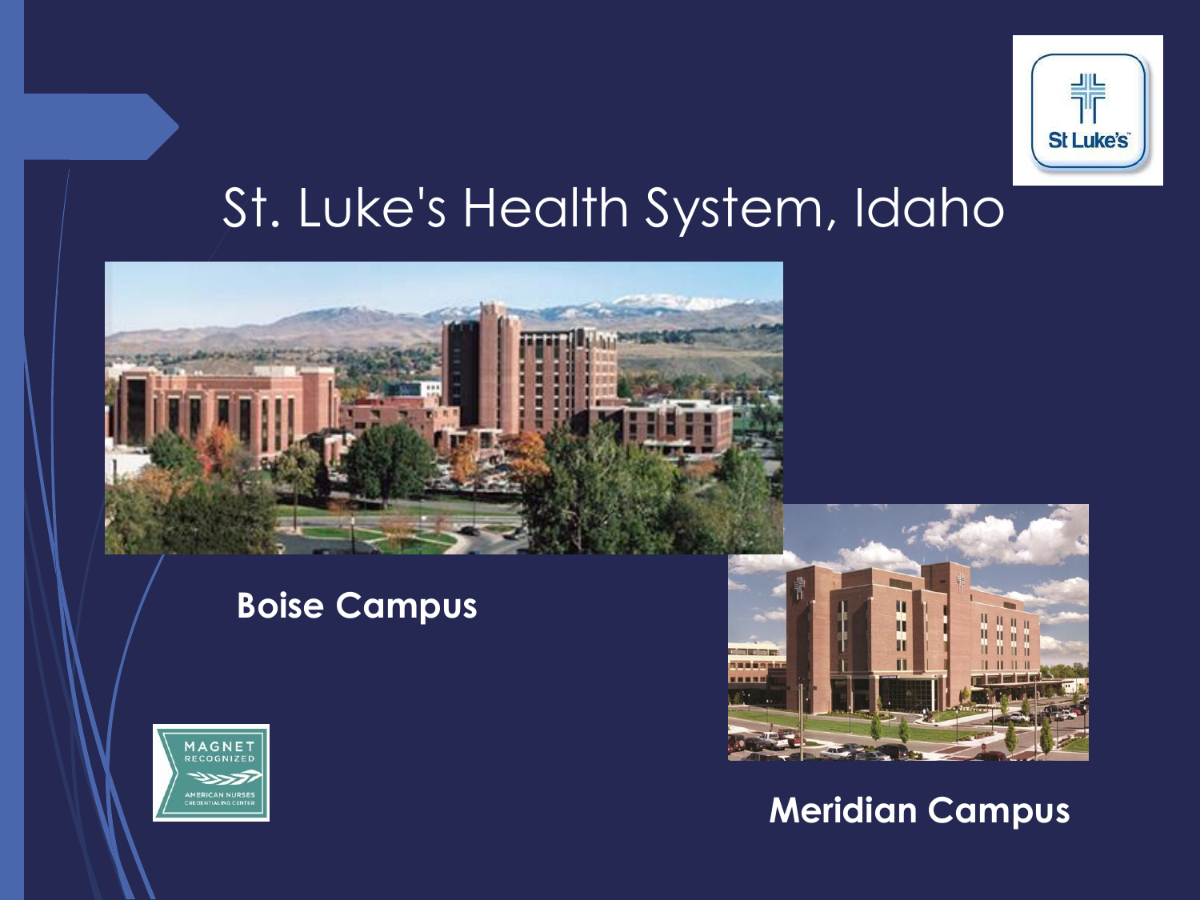# St. Luke's Health System, Idaho

**Boise Campus**

**Meridian Campus**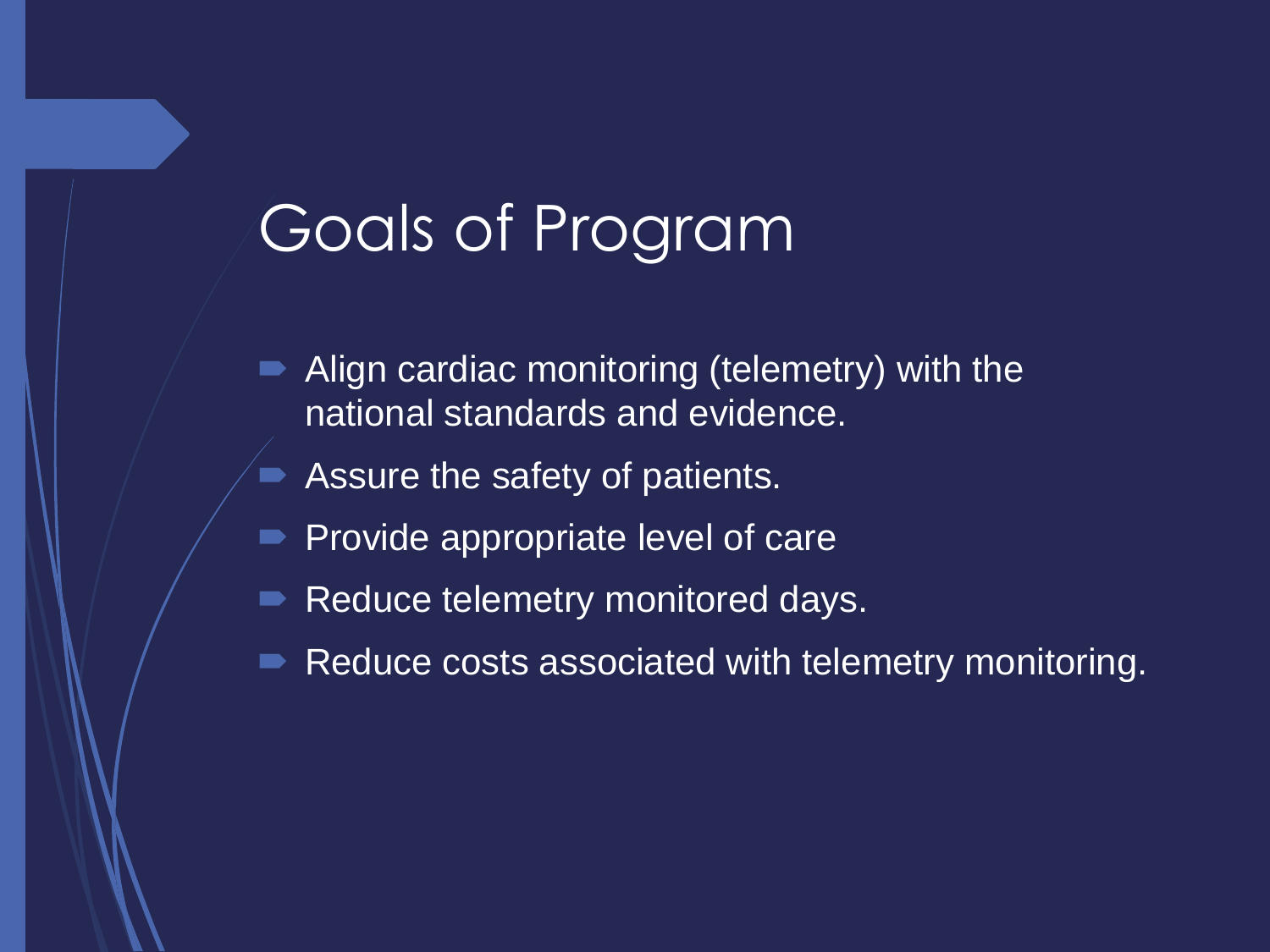# Goals of Program

- Align cardiac monitoring (telemetry) with the national standards and evidence.
- Assure the safety of patients.
- Provide appropriate level of care
- Reduce telemetry monitored days.
- Reduce costs associated with telemetry monitoring.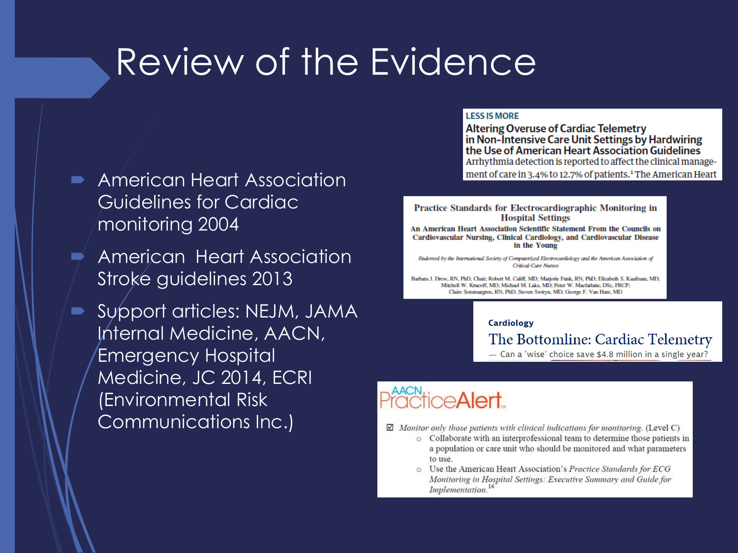# Review of the Evidence

- American Heart Association Guidelines for Cardiac monitoring 2004
- American Heart Association Stroke guidelines 2013
- Support articles: NEJM, JAMA Internal Medicine, AACN, Emergency Hospital Medicine, JC 2014, ECRI (Environmental Risk Communications Inc.)

**LESS IS MORE**

**Altering Overuse of Cardiac Telemetry in Non-Intensive Care Unit Settings by Hardwiring the Use of American Heart Association Guidelines**

Arrhythmia detection is reported to affect the clinical management of care in 3.4% to 12.7% of patients.[1] The American Heart

**Practice Standards for Electrocardiographic Monitoring in Hospital Settings**

**An American Heart Association Scientific Statement From the Councils on Cardiovascular Nursing, Clinical Cardiology, and Cardiovascular Disease in the Young**

*Endorsed by the International Society of Computerized Electrocardiology and the American Association of Critical-Care Nurses*

Barbara J. Drew, RN, PhD, Chair; Robert M. Califf, MD; Marjorie Funk, RN, PhD; Elizabeth S. Kaufman, MD; Mitchell W. Krucoff, MD; Michael M. Laks, MD; Peter W. Macfarlane, DSc, FRCP; Claire Sommargren, RN, PhD; Steven Swiryn, MD; George F. Van Hare, MD

**Cardiology**

The Bottomline: Cardiac Telemetry

— Can a 'wise' choice save $4.8 million in a single year?

**AACN PracticeAlert**

☑ *Monitor only those patients with clinical indications for monitoring.* (Level C)

- Collaborate with an interprofessional team to determine those patients in a population or care unit who should be monitored and what parameters to use.
- Use the American Heart Association's *Practice Standards for ECG Monitoring in Hospital Settings: Executive Summary and Guide for Implementation.*[14]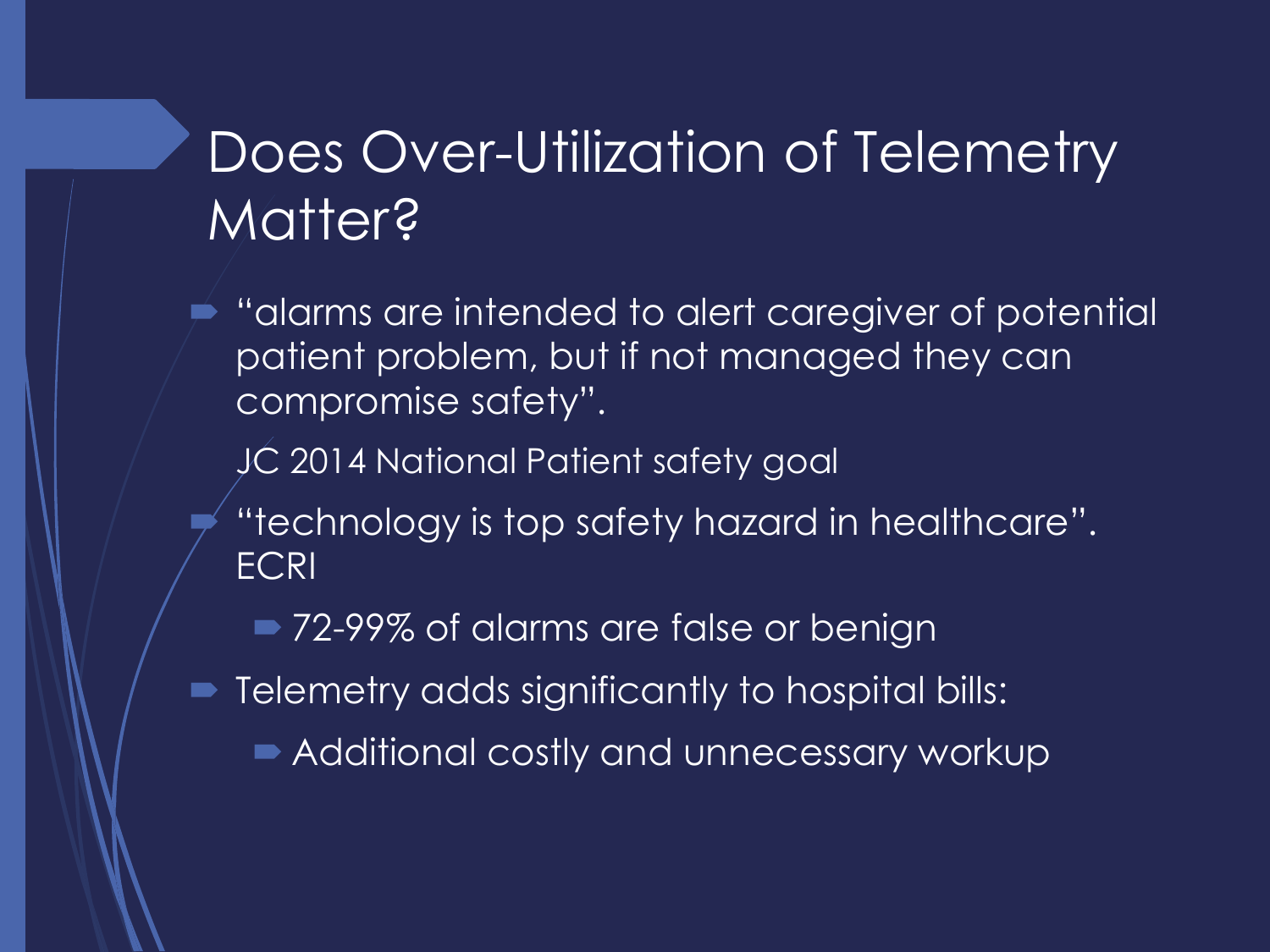# Does Over-Utilization of Telemetry Matter?

- "alarms are intended to alert caregiver of potential patient problem, but if not managed they can compromise safety".

  JC 2014 National Patient safety goal
- "technology is top safety hazard in healthcare". ECRI
  - 72-99% of alarms are false or benign
- Telemetry adds significantly to hospital bills:
  - Additional costly and unnecessary workup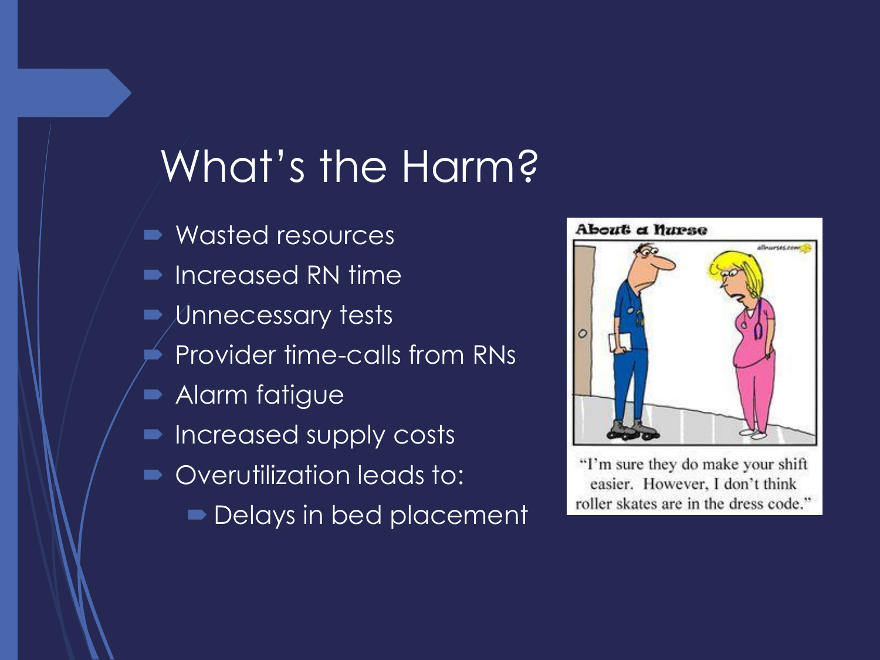# What's the Harm?

- Wasted resources
- Increased RN time
- Unnecessary tests
- Provider time-calls from RNs
- Alarm fatigue
- Increased supply costs
- Overutilization leads to:
  - Delays in bed placement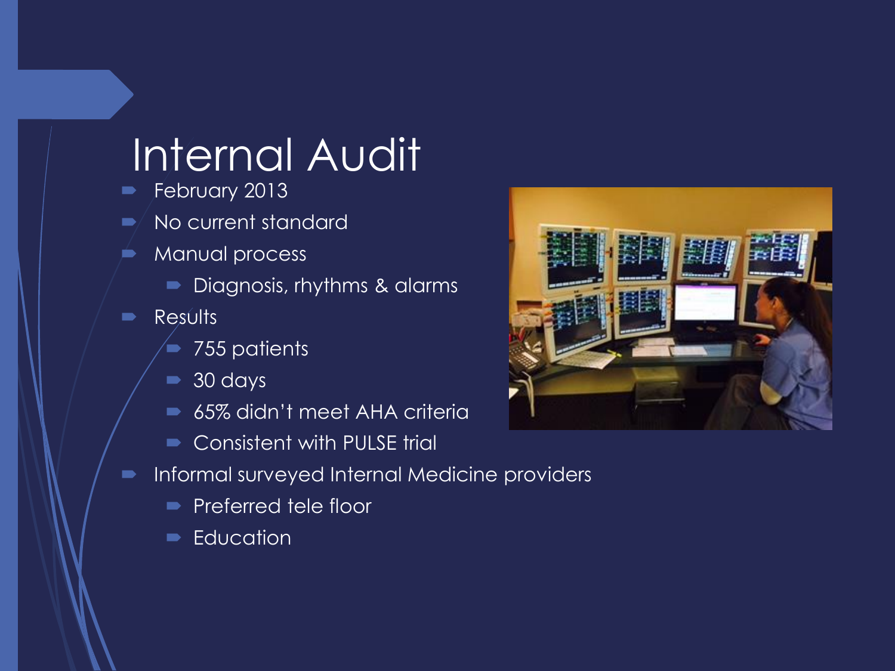# Internal Audit

- February 2013
- No current standard
- Manual process
  - Diagnosis, rhythms & alarms
- Results
  - 755 patients
  - 30 days
  - 65% didn't meet AHA criteria
  - Consistent with PULSE trial
- Informal surveyed Internal Medicine providers
  - Preferred tele floor
  - Education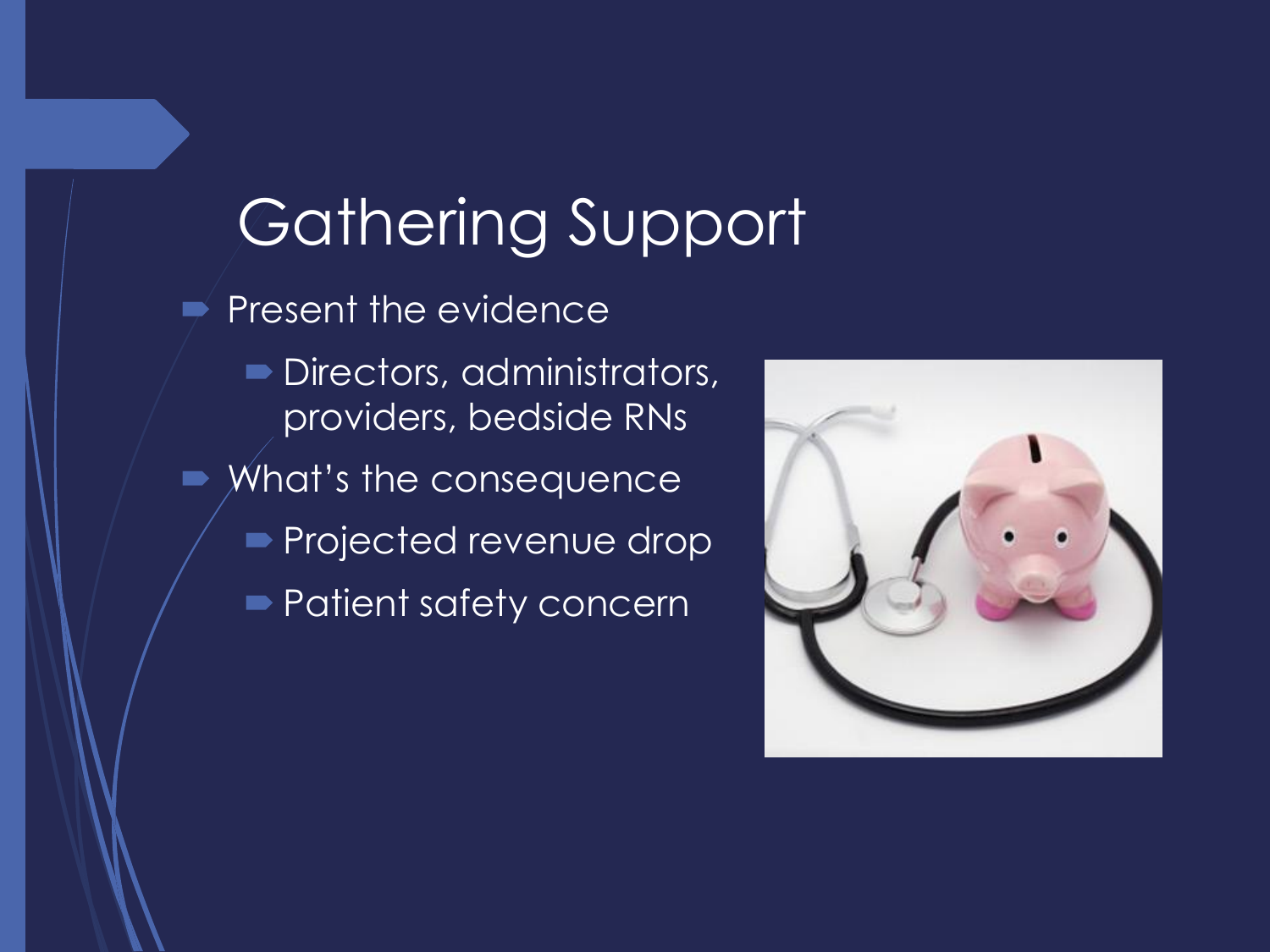# Gathering Support

- Present the evidence
  - Directors, administrators, providers, bedside RNs
- What's the consequence
  - Projected revenue drop
  - Patient safety concern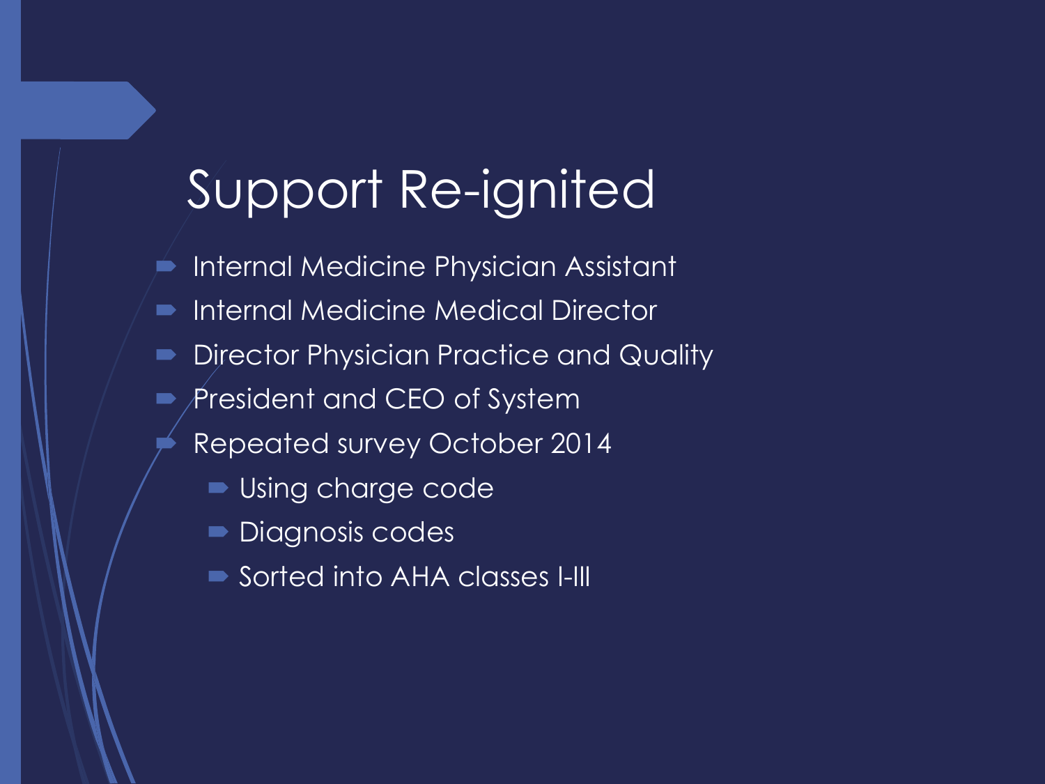# Support Re-ignited

- Internal Medicine Physician Assistant
- Internal Medicine Medical Director
- Director Physician Practice and Quality
- President and CEO of System
- Repeated survey October 2014
  - Using charge code
  - Diagnosis codes
  - Sorted into AHA classes I-III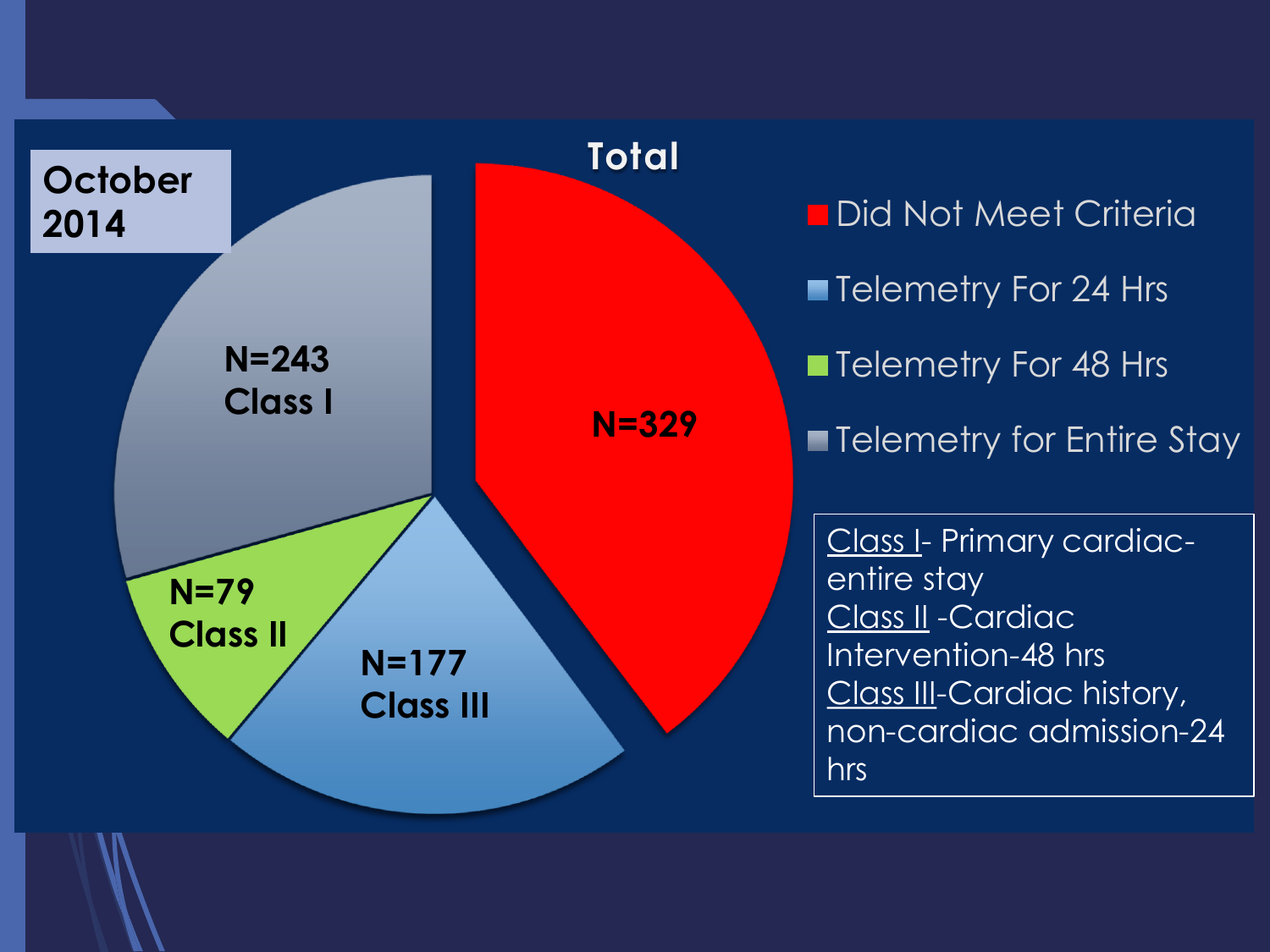October 2014

## Total

- Did Not Meet Criteria: N=329
- Telemetry For 24 Hrs: N=177 Class III
- Telemetry For 48 Hrs: N=79 Class II
- Telemetry for Entire Stay: N=243 Class I

Class I- Primary cardiac-entire stay
Class II -Cardiac Intervention-48 hrs
Class III-Cardiac history, non-cardiac admission-24 hrs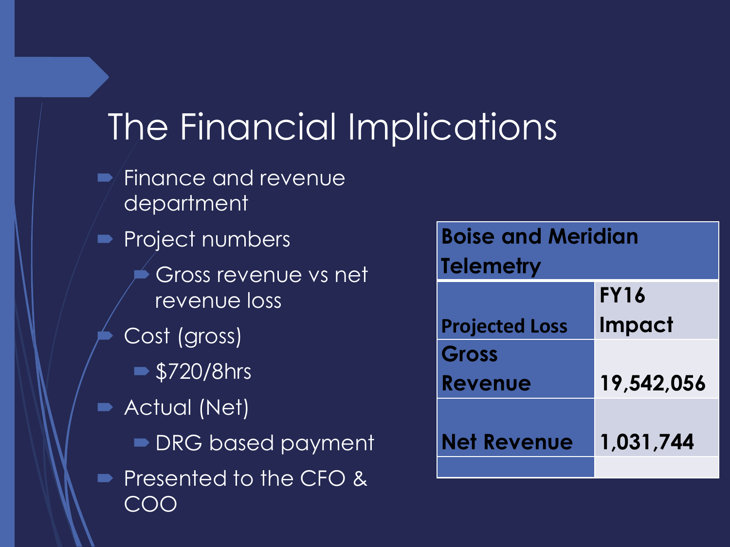# The Financial Implications

- Finance and revenue department
- Project numbers
  - Gross revenue vs net revenue loss
- Cost (gross)
  - $720/8hrs
- Actual (Net)
  - DRG based payment
- Presented to the CFO & COO

| Boise and Meridian Telemetry | |
|---|---|
| Projected Loss | FY16 Impact |
| Gross Revenue | 19,542,056 |
| Net Revenue | 1,031,744 |
| | |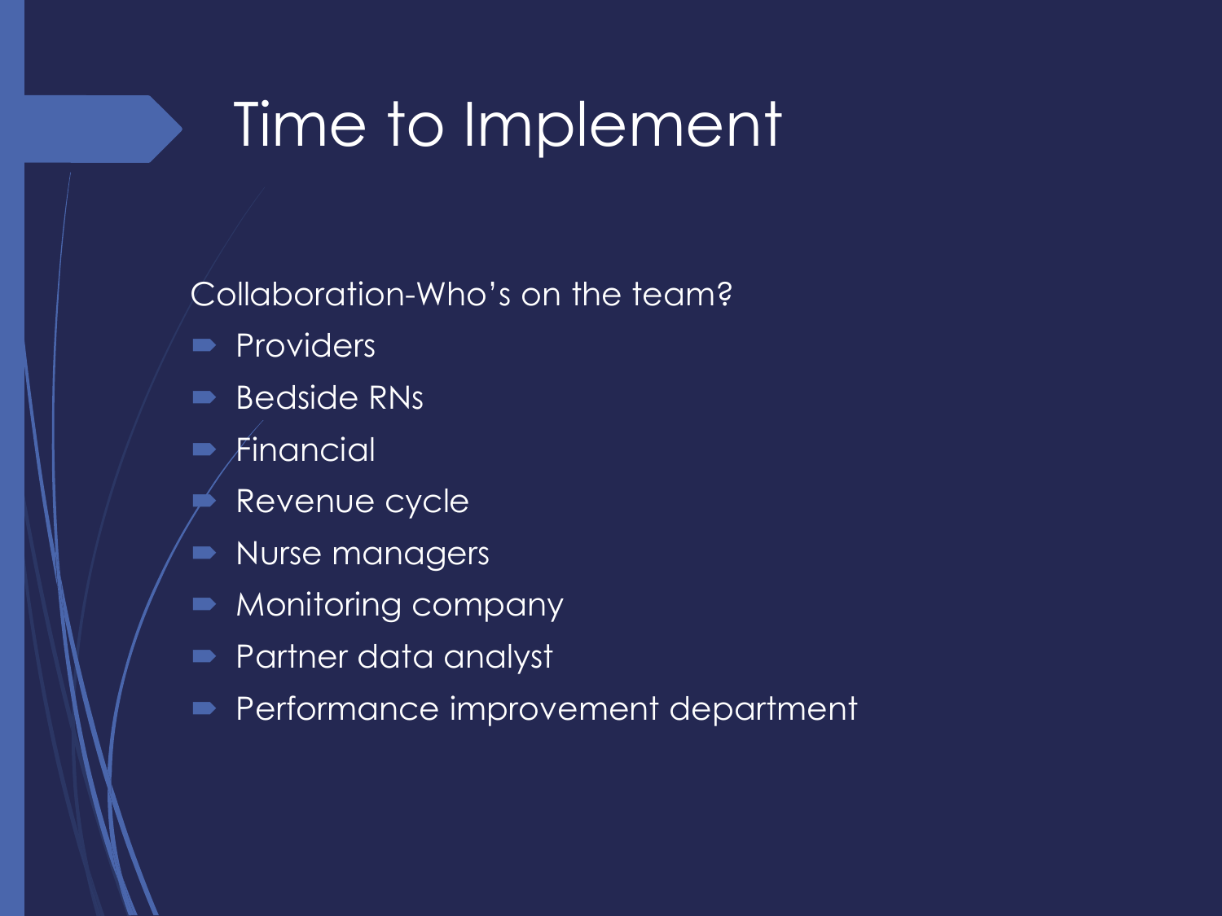# Time to Implement

Collaboration-Who's on the team?

- Providers
- Bedside RNs
- Financial
- Revenue cycle
- Nurse managers
- Monitoring company
- Partner data analyst
- Performance improvement department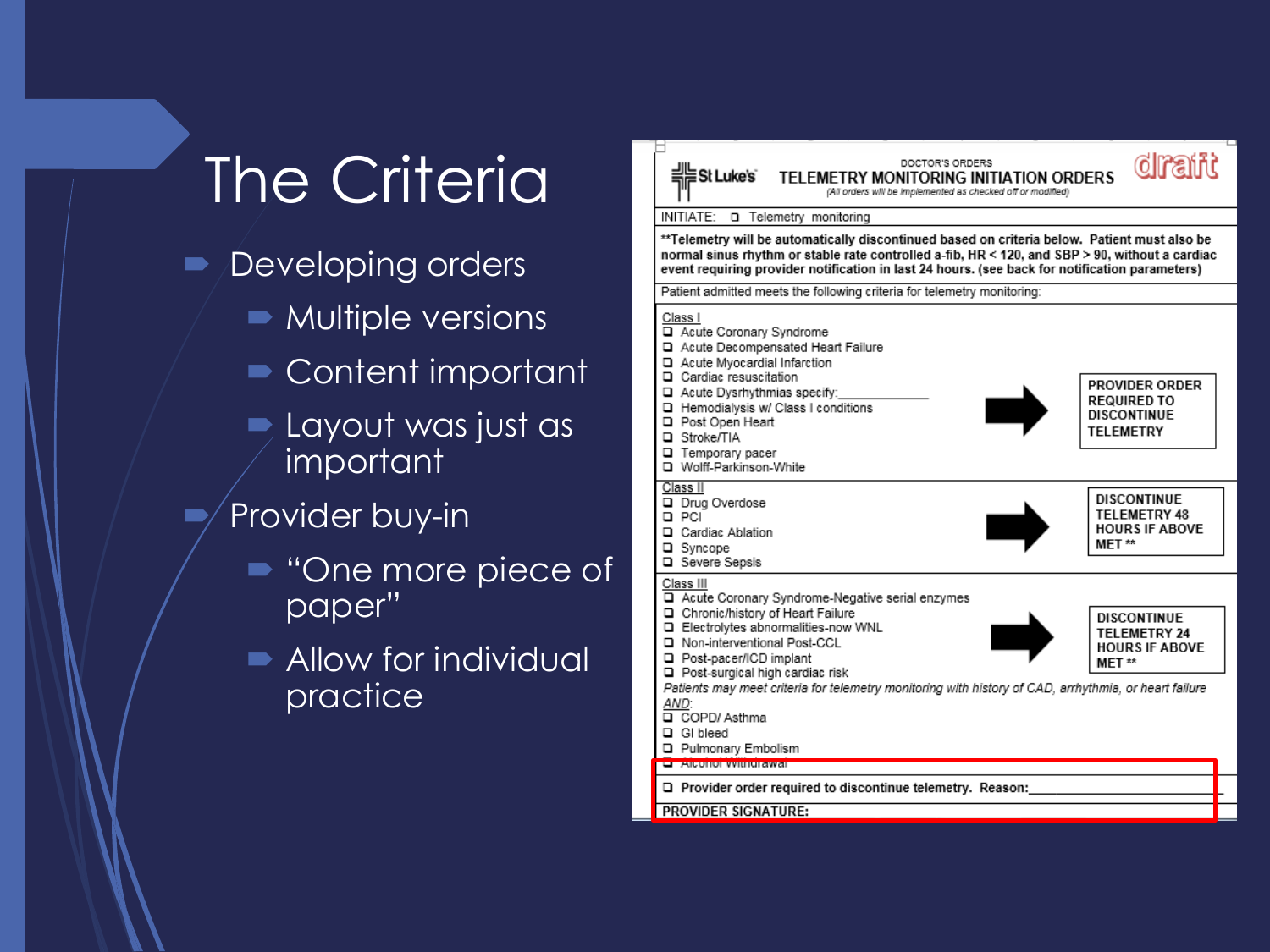# The Criteria

- Developing orders
  - Multiple versions
  - Content important
  - Layout was just as important
- Provider buy-in
  - "One more piece of paper"
  - Allow for individual practice

St Luke's

DOCTOR'S ORDERS

**TELEMETRY MONITORING INITIATION ORDERS**

*(All orders will be implemented as checked off or modified)*

draft

INITIATE: ❑ Telemetry monitoring

**\*\*Telemetry will be automatically discontinued based on criteria below. Patient must also be normal sinus rhythm or stable rate controlled a-fib, HR < 120, and SBP > 90, without a cardiac event requiring provider notification in last 24 hours. (see back for notification parameters)**

Patient admitted meets the following criteria for telemetry monitoring:

Class I
- ❑ Acute Coronary Syndrome
- ❑ Acute Decompensated Heart Failure
- ❑ Acute Myocardial Infarction
- ❑ Cardiac resuscitation
- ❑ Acute Dysrhythmias specify:____________
- ❑ Hemodialysis w/ Class I conditions
- ❑ Post Open Heart
- ❑ Stroke/TIA
- ❑ Temporary pacer
- ❑ Wolff-Parkinson-White

→ **PROVIDER ORDER REQUIRED TO DISCONTINUE TELEMETRY**

Class II
- ❑ Drug Overdose
- ❑ PCI
- ❑ Cardiac Ablation
- ❑ Syncope
- ❑ Severe Sepsis

→ **DISCONTINUE TELEMETRY 48 HOURS IF ABOVE MET \*\***

Class III
- ❑ Acute Coronary Syndrome-Negative serial enzymes
- ❑ Chronic/history of Heart Failure
- ❑ Electrolytes abnormalities-now WNL
- ❑ Non-interventional Post-CCL
- ❑ Post-pacer/ICD implant
- ❑ Post-surgical high cardiac risk

→ **DISCONTINUE TELEMETRY 24 HOURS IF ABOVE MET \*\***

*Patients may meet criteria for telemetry monitoring with history of CAD, arrhythmia, or heart failure AND:*
- ❑ COPD/ Asthma
- ❑ GI bleed
- ❑ Pulmonary Embolism
- ❑ Alcohol Withdrawal

❑ **Provider order required to discontinue telemetry. Reason:**____________________

**PROVIDER SIGNATURE:**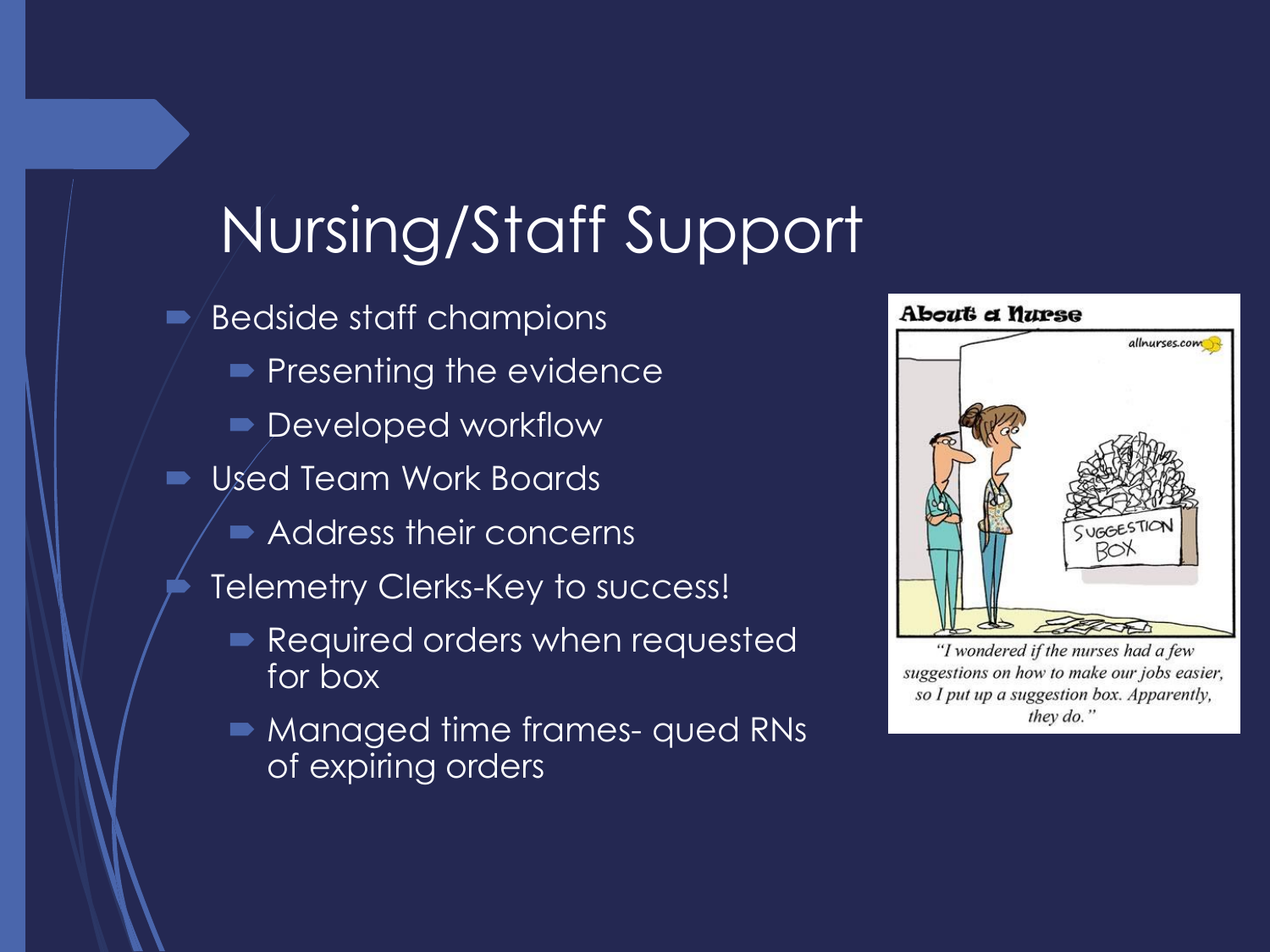# Nursing/Staff Support

- Bedside staff champions
  - Presenting the evidence
  - Developed workflow
- Used Team Work Boards
  - Address their concerns
- Telemetry Clerks-Key to success!
  - Required orders when requested for box
  - Managed time frames- qued RNs of expiring orders

About a Nurse

"I wondered if the nurses had a few suggestions on how to make our jobs easier, so I put up a suggestion box. Apparently, they do."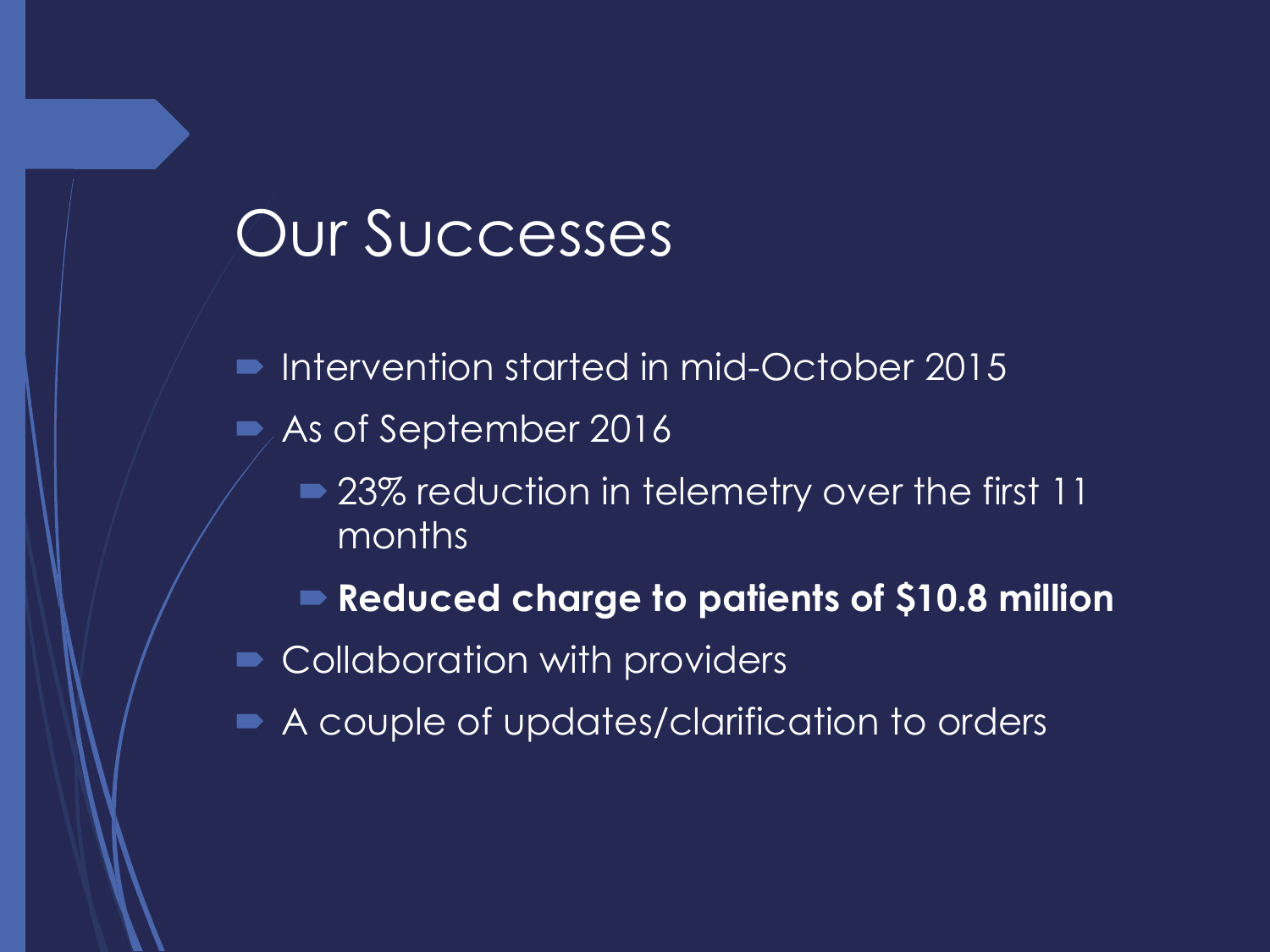# Our Successes

- Intervention started in mid-October 2015
- As of September 2016
  - 23% reduction in telemetry over the first 11 months
  - **Reduced charge to patients of $10.8 million**
- Collaboration with providers
- A couple of updates/clarification to orders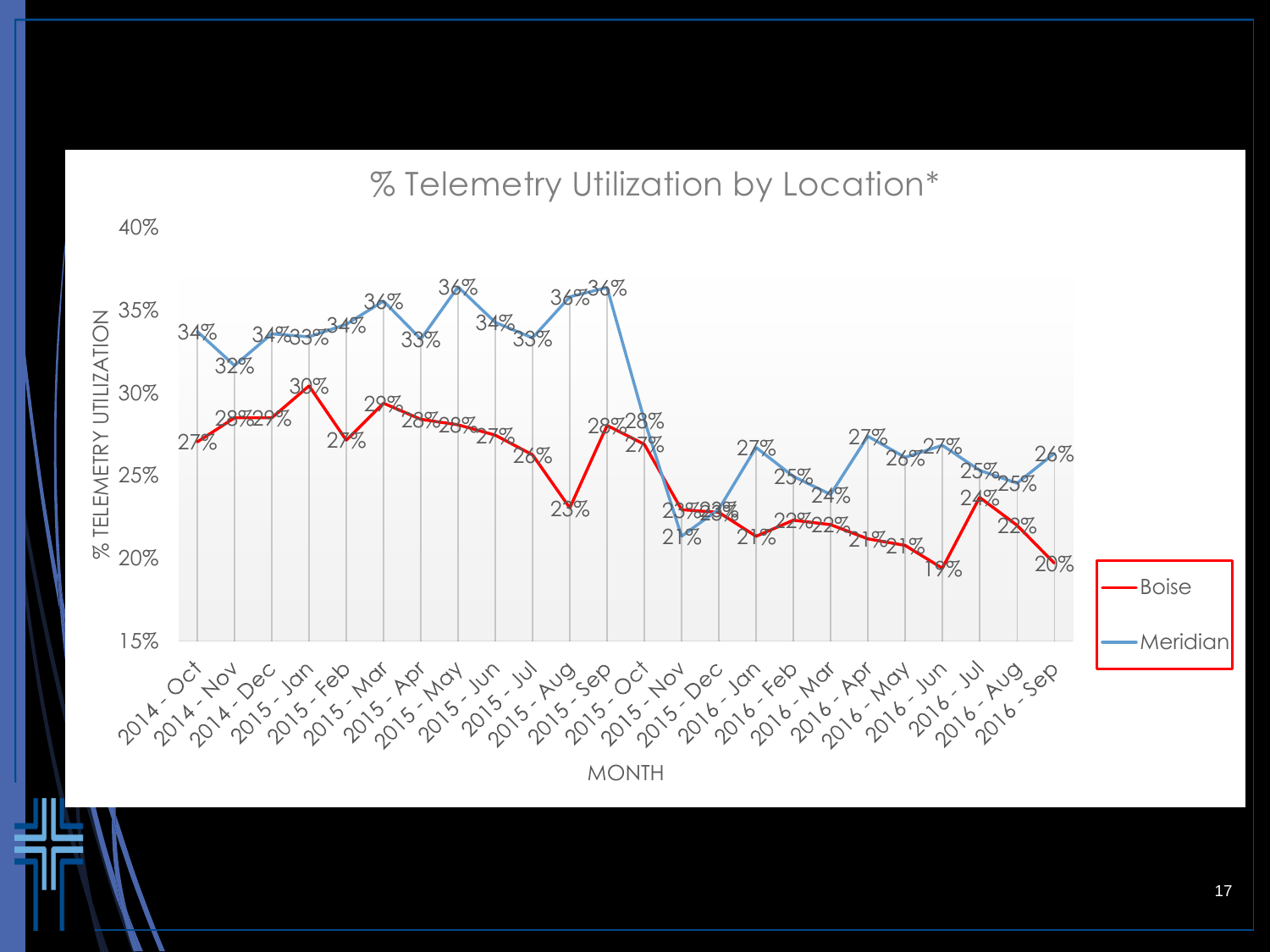# % Telemetry Utilization by Location*

| MONTH | Boise | Meridian |
|---|---|---|
| 2014 - Oct | 27% | 34% |
| 2014 - Nov | 28% | 32% |
| 2014 - Dec | 28% | 34% |
| 2015 - Jan | 30% | 33% |
| 2015 - Feb | 27% | 34% |
| 2015 - Mar | 29% | 36% |
| 2015 - Apr | 28% | 33% |
| 2015 - May | 28% | 36% |
| 2015 - Jun | 27% | 34% |
| 2015 - Jul | 26% | 33% |
| 2015 - Aug | 23% | 36% |
| 2015 - Sep | 28% | 36% |
| 2015 - Oct | 27% | 28% |
| 2015 - Nov | 23% | 21% |
| 2015 - Dec | 23% | 23% |
| 2016 - Jan | 21% | 27% |
| 2016 - Feb | 22% | 25% |
| 2016 - Mar | 22% | 24% |
| 2016 - Apr | 21% | 27% |
| 2016 - May | 21% | 26% |
| 2016 - Jun | 19% | 27% |
| 2016 - Jul | 24% | 25% |
| 2016 - Aug | 22% | 25% |
| 2016 - Sep | 20% | 26% |

Y-axis: % TELEMETRY UTILIZATION (15% – 40%)

X-axis: MONTH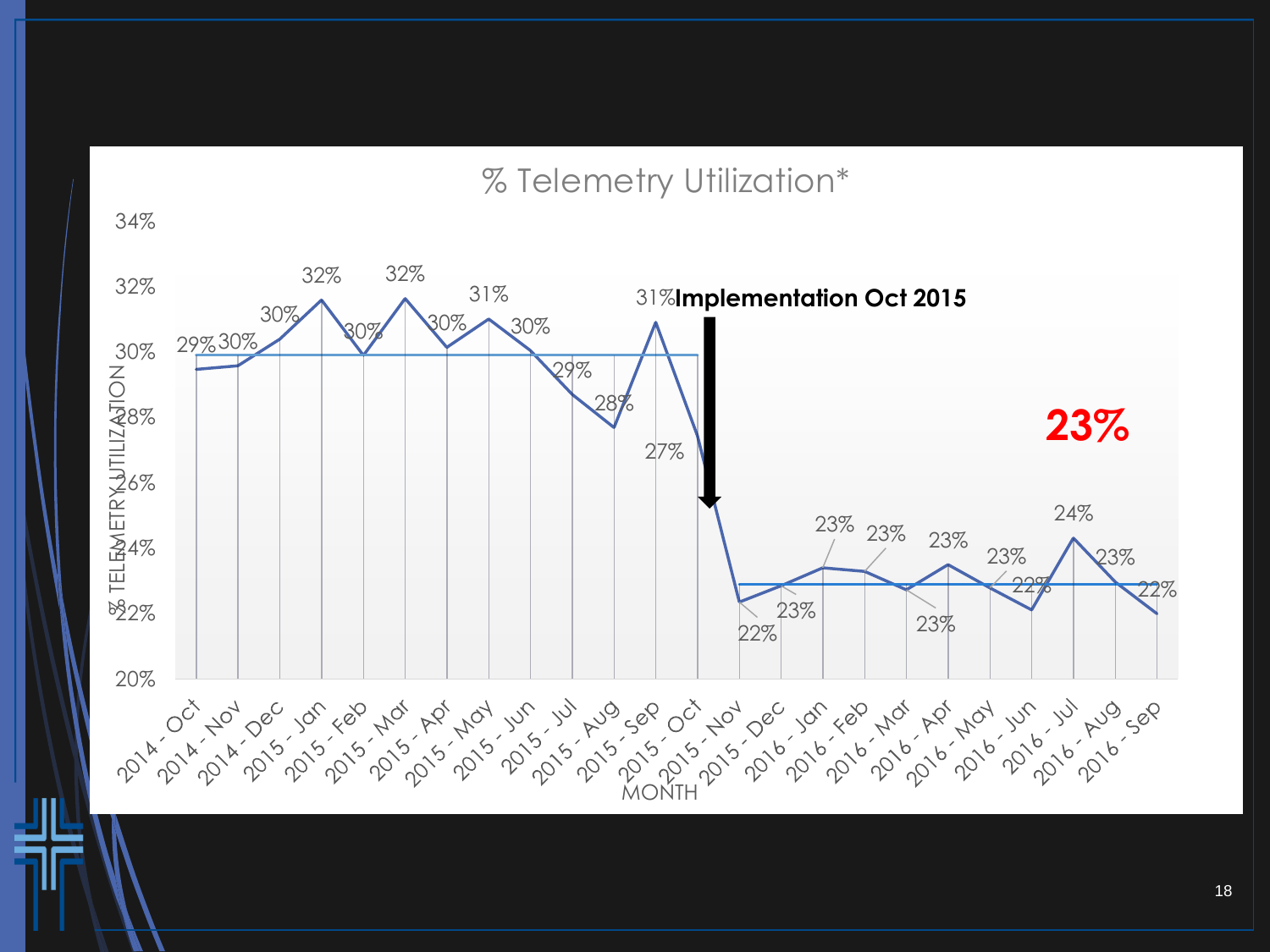## % Telemetry Utilization*

| Month | % Telemetry Utilization |
|---|---|
| 2014 - Oct | 29% |
| 2014 - Nov | 30% |
| 2014 - Dec | 30% |
| 2015 - Jan | 32% |
| 2015 - Feb | 30% |
| 2015 - Mar | 32% |
| 2015 - Apr | 30% |
| 2015 - May | 31% |
| 2015 - Jun | 30% |
| 2015 - Jul | 29% |
| 2015 - Aug | 28% |
| 2015 - Sep | 31% |
| 2015 - Oct | 27% |
| 2015 - Nov | 22% |
| 2015 - Dec | 23% |
| 2016 - Jan | 23% |
| 2016 - Feb | 23% |
| 2016 - Mar | 23% |
| 2016 - Apr | 23% |
| 2016 - May | 23% |
| 2016 - Jun | 22% |
| 2016 - Jul | 24% |
| 2016 - Aug | 23% |
| 2016 - Sep | 22% |

**Implementation Oct 2015**

**23%**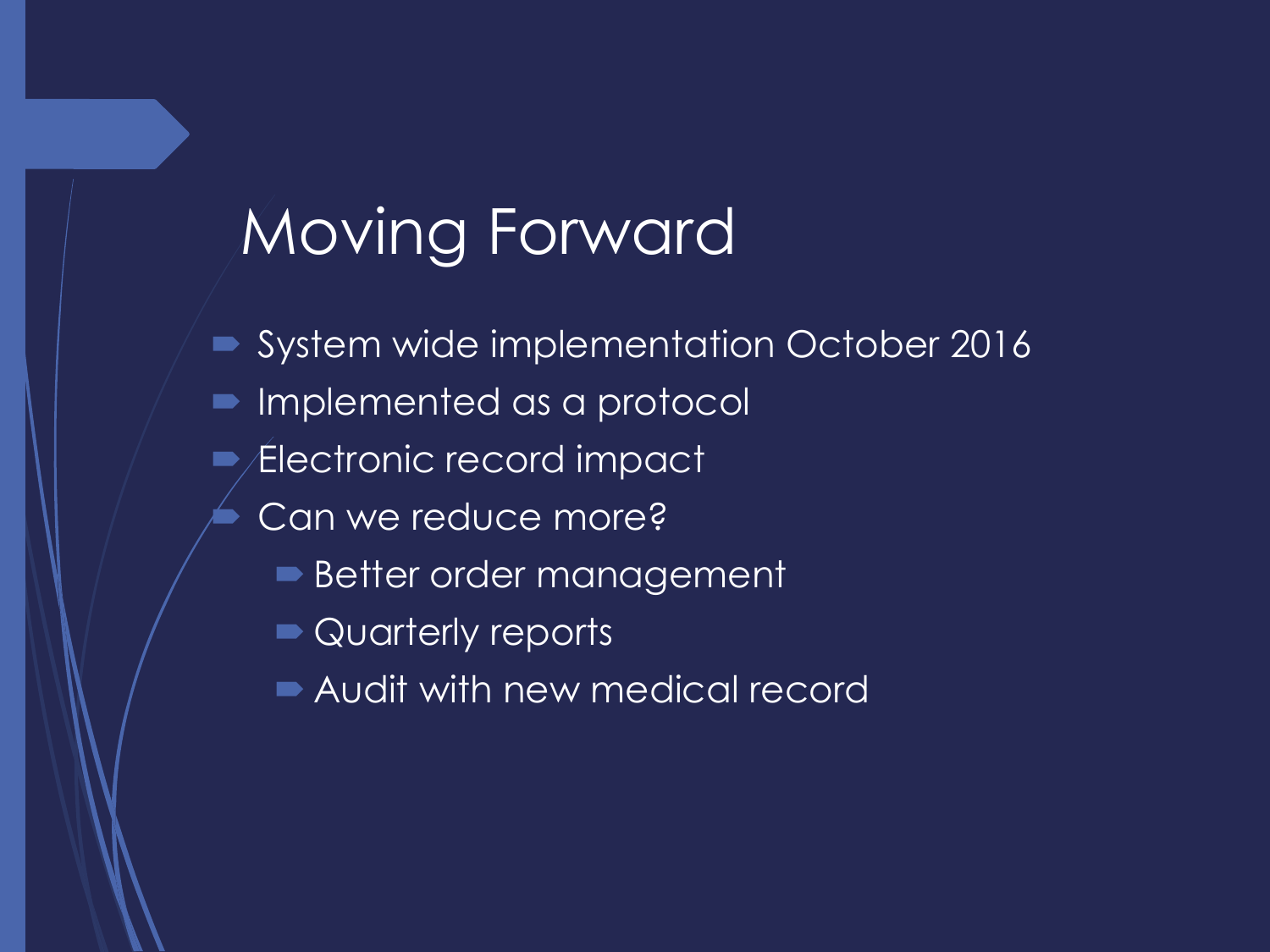# Moving Forward

- System wide implementation October 2016
- Implemented as a protocol
- Electronic record impact
- Can we reduce more?
  - Better order management
  - Quarterly reports
  - Audit with new medical record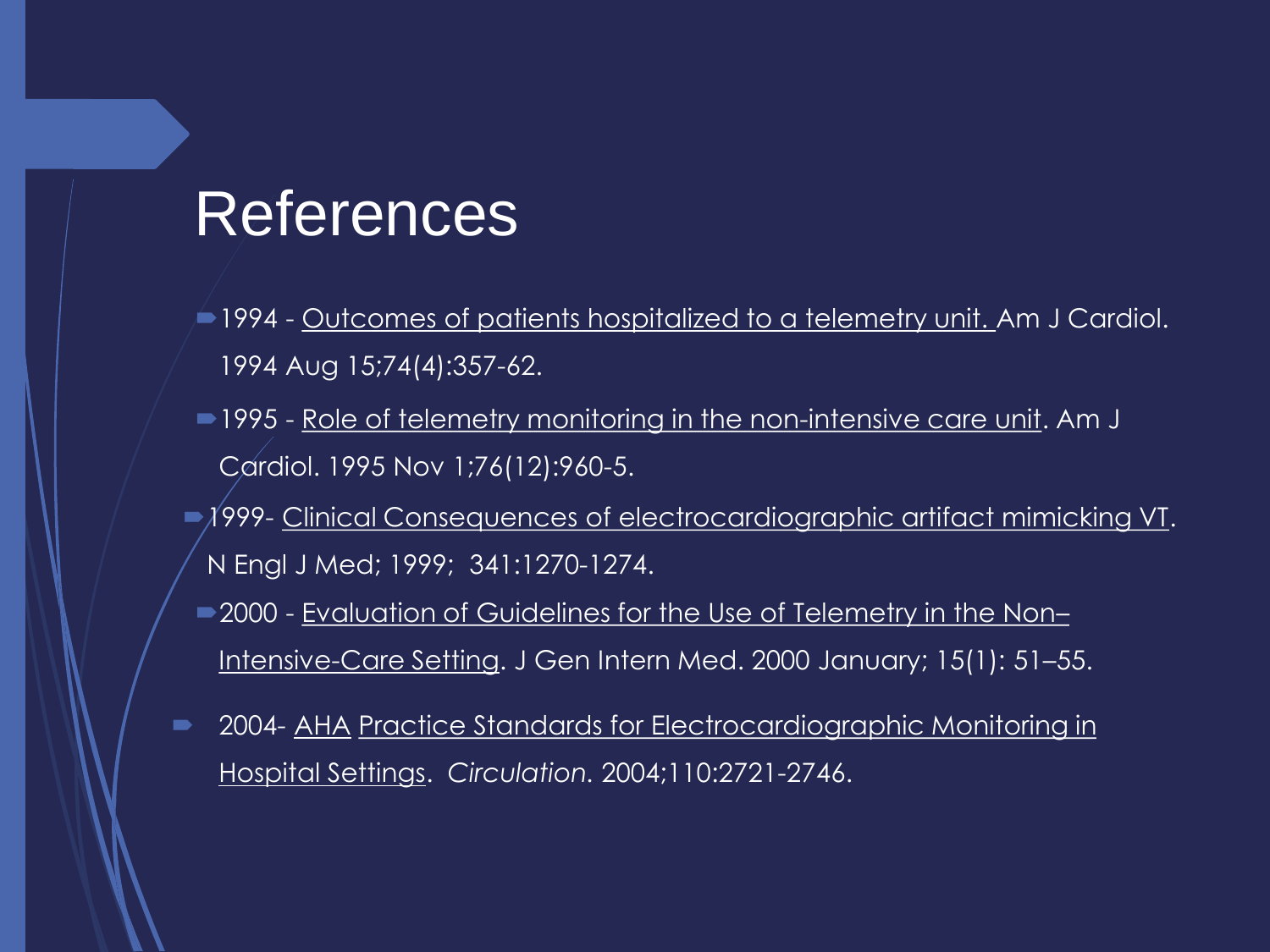# References

- 1994 - Outcomes of patients hospitalized to a telemetry unit. Am J Cardiol. 1994 Aug 15;74(4):357-62.
- 1995 - Role of telemetry monitoring in the non-intensive care unit. Am J Cardiol. 1995 Nov 1;76(12):960-5.
- 1999- Clinical Consequences of electrocardiographic artifact mimicking VT. N Engl J Med; 1999; 341:1270-1274.
- 2000 - Evaluation of Guidelines for the Use of Telemetry in the Non–Intensive-Care Setting. J Gen Intern Med. 2000 January; 15(1): 51–55.
- 2004- AHA Practice Standards for Electrocardiographic Monitoring in Hospital Settings. *Circulation*. 2004;110:2721-2746.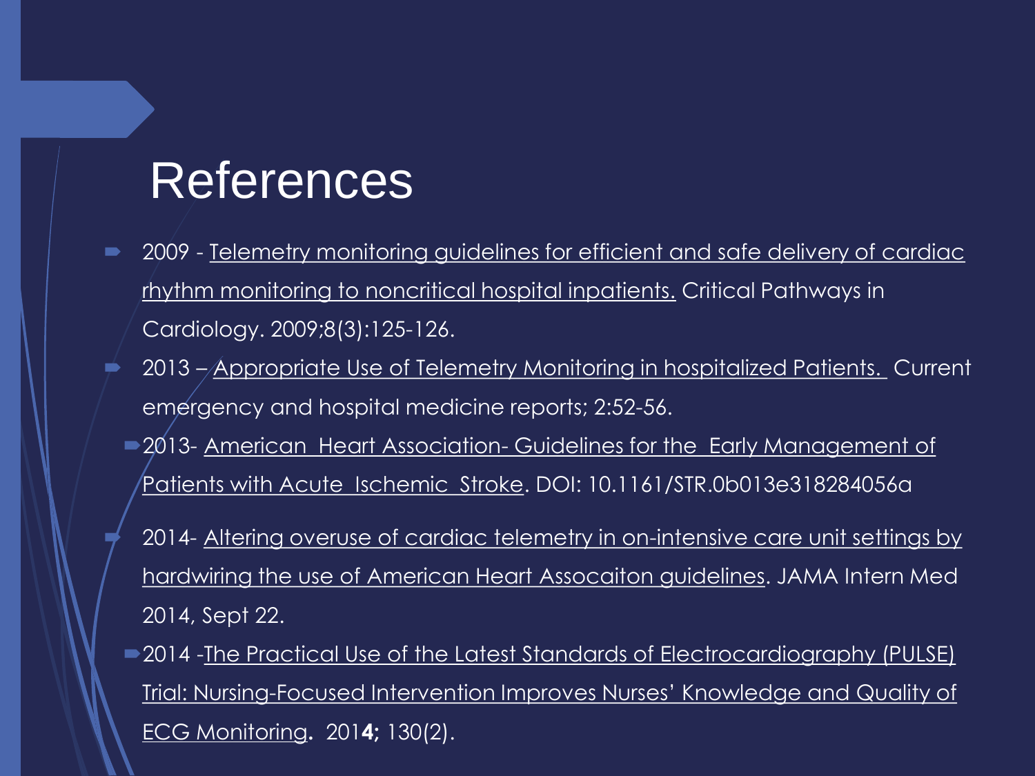# References

- 2009 - Telemetry monitoring guidelines for efficient and safe delivery of cardiac rhythm monitoring to noncritical hospital inpatients. Critical Pathways in Cardiology. 2009;8(3):125-126.
- 2013 – Appropriate Use of Telemetry Monitoring in hospitalized Patients. Current emergency and hospital medicine reports; 2:52-56.
- 2013- American Heart Association- Guidelines for the Early Management of Patients with Acute Ischemic Stroke. DOI: 10.1161/STR.0b013e318284056a
- 2014- Altering overuse of cardiac telemetry in on-intensive care unit settings by hardwiring the use of American Heart Assocaiton guidelines. JAMA Intern Med 2014, Sept 22.
- 2014 -The Practical Use of the Latest Standards of Electrocardiography (PULSE) Trial: Nursing-Focused Intervention Improves Nurses' Knowledge and Quality of ECG Monitoring**.** 201**4;** 130(2).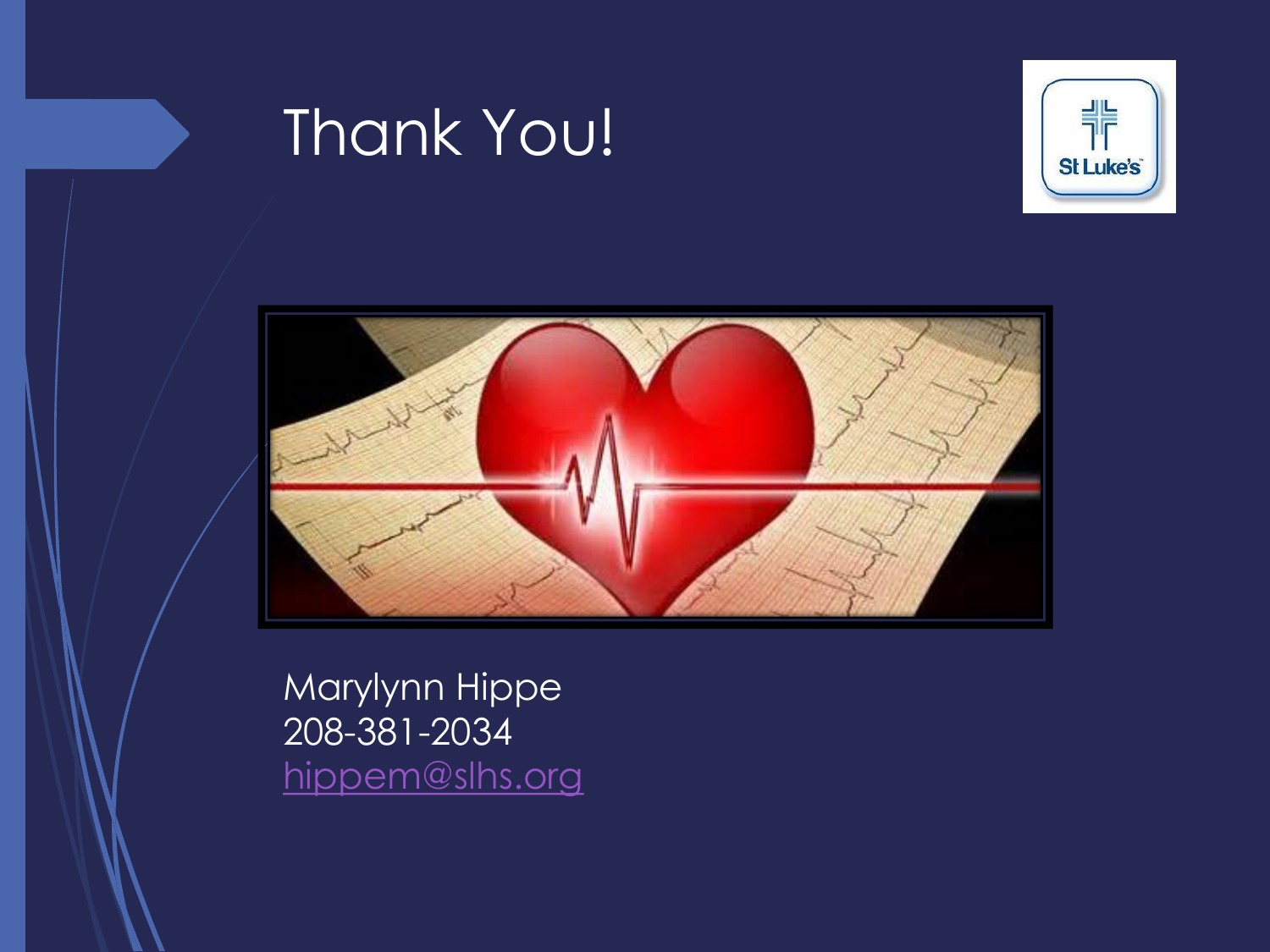# Thank You!

Marylynn Hippe
208-381-2034
hippem@slhs.org